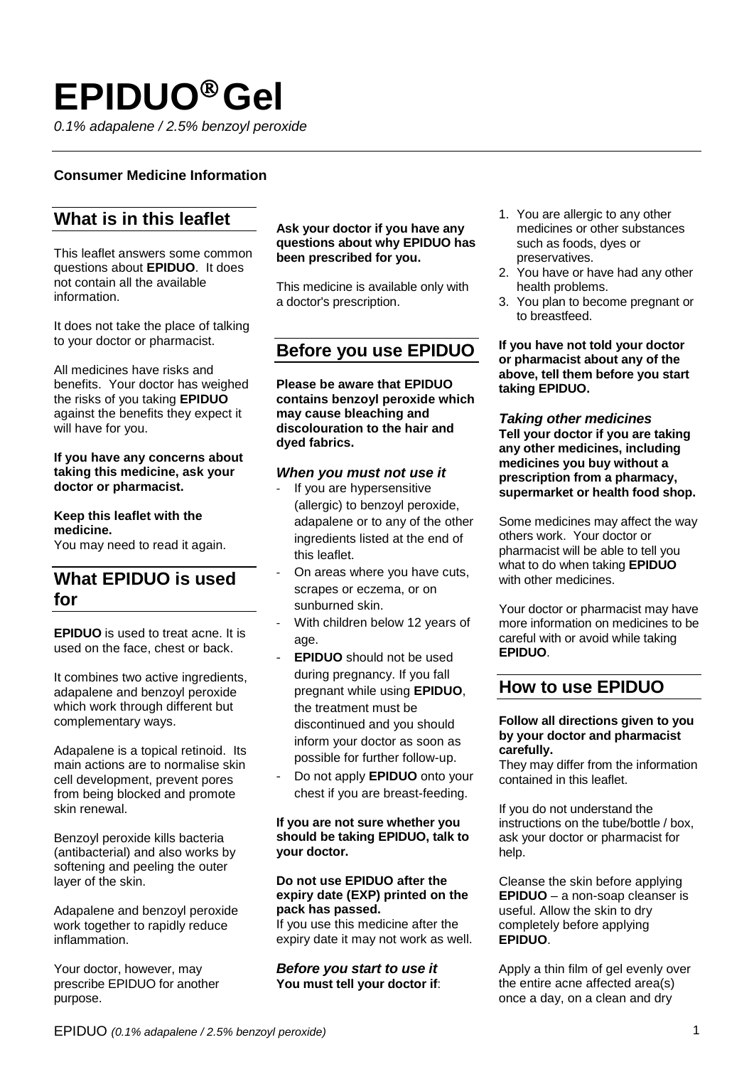# EPIDUO® Gel

*0.1% adapalene / 2.5% benzoyl peroxide*

**Consumer Medicine Information**

## What is in this leaflet

This leaflet answers some common questions about **EPIDUO**. It does not contain all the available information.

It does not take the place of talking to your doctor or pharmacist.

All medicines have risks and benefits. Your doctor has weighed the risks of you taking **EPIDUO** against the benefits they expect it will have for you.

**If you have any concerns about taking this medicine, ask your doctor or pharmacist.**

**Keep this leaflet with the medicine.**
You may need to read it again.

## What EPIDUO is used for

**EPIDUO** is used to treat acne. It is used on the face, chest or back.

It combines two active ingredients, adapalene and benzoyl peroxide which work through different but complementary ways.

Adapalene is a topical retinoid. Its main actions are to normalise skin cell development, prevent pores from being blocked and promote skin renewal.

Benzoyl peroxide kills bacteria (antibacterial) and also works by softening and peeling the outer layer of the skin.

Adapalene and benzoyl peroxide work together to rapidly reduce inflammation.

Your doctor, however, may prescribe EPIDUO for another purpose.

**Ask your doctor if you have any questions about why EPIDUO has been prescribed for you.**

This medicine is available only with a doctor's prescription.

## Before you use EPIDUO

**Please be aware that EPIDUO contains benzoyl peroxide which may cause bleaching and discolouration to the hair and dyed fabrics.**

### *When you must not use it*

- If you are hypersensitive (allergic) to benzoyl peroxide, adapalene or to any of the other ingredients listed at the end of this leaflet.
- On areas where you have cuts, scrapes or eczema, or on sunburned skin.
- With children below 12 years of age.
- **EPIDUO** should not be used during pregnancy. If you fall pregnant while using **EPIDUO**, the treatment must be discontinued and you should inform your doctor as soon as possible for further follow-up.
- Do not apply **EPIDUO** onto your chest if you are breast-feeding.

**If you are not sure whether you should be taking EPIDUO, talk to your doctor.**

**Do not use EPIDUO after the expiry date (EXP) printed on the pack has passed.**
If you use this medicine after the expiry date it may not work as well.

### *Before you start to use it*

**You must tell your doctor if**:

1. You are allergic to any other medicines or other substances such as foods, dyes or preservatives.
2. You have or have had any other health problems.
3. You plan to become pregnant or to breastfeed.

**If you have not told your doctor or pharmacist about any of the above, tell them before you start taking EPIDUO.**

### *Taking other medicines*

**Tell your doctor if you are taking any other medicines, including medicines you buy without a prescription from a pharmacy, supermarket or health food shop.**

Some medicines may affect the way others work. Your doctor or pharmacist will be able to tell you what to do when taking **EPIDUO** with other medicines.

Your doctor or pharmacist may have more information on medicines to be careful with or avoid while taking **EPIDUO**.

## How to use EPIDUO

**Follow all directions given to you by your doctor and pharmacist carefully.**
They may differ from the information contained in this leaflet.

If you do not understand the instructions on the tube/bottle / box, ask your doctor or pharmacist for help.

Cleanse the skin before applying **EPIDUO** – a non-soap cleanser is useful. Allow the skin to dry completely before applying **EPIDUO**.

Apply a thin film of gel evenly over the entire acne affected area(s) once a day, on a clean and dry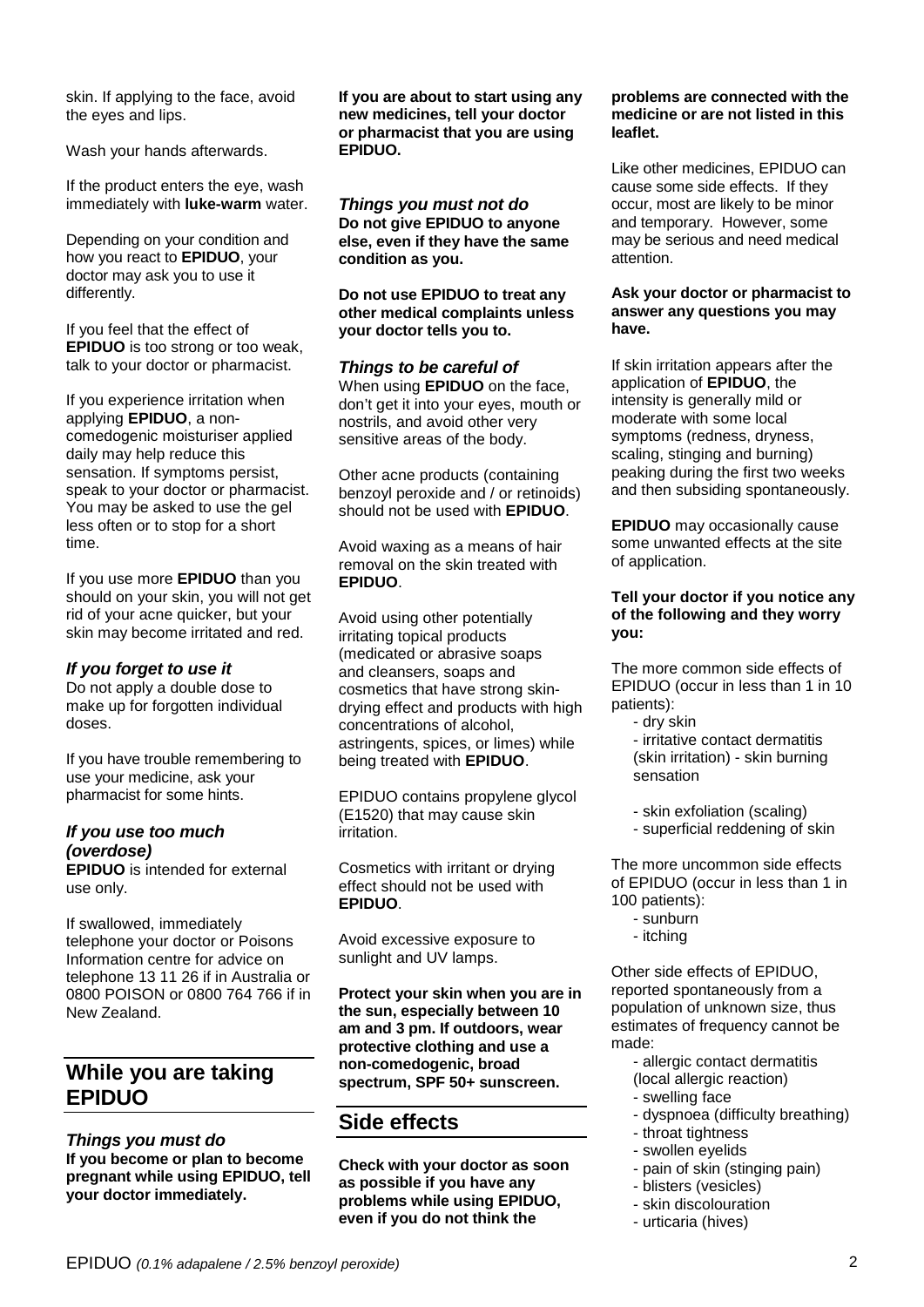skin. If applying to the face, avoid the eyes and lips.

Wash your hands afterwards.

If the product enters the eye, wash immediately with **luke-warm** water.

Depending on your condition and how you react to **EPIDUO**, your doctor may ask you to use it differently.

If you feel that the effect of **EPIDUO** is too strong or too weak, talk to your doctor or pharmacist.

If you experience irritation when applying **EPIDUO**, a non-comedogenic moisturiser applied daily may help reduce this sensation. If symptoms persist, speak to your doctor or pharmacist. You may be asked to use the gel less often or to stop for a short time.

If you use more **EPIDUO** than you should on your skin, you will not get rid of your acne quicker, but your skin may become irritated and red.

### *If you forget to use it*

Do not apply a double dose to make up for forgotten individual doses.

If you have trouble remembering to use your medicine, ask your pharmacist for some hints.

### *If you use too much (overdose)*

**EPIDUO** is intended for external use only.

If swallowed, immediately telephone your doctor or Poisons Information centre for advice on telephone 13 11 26 if in Australia or 0800 POISON or 0800 764 766 if in New Zealand.

## While you are taking EPIDUO

### *Things you must do*

**If you become or plan to become pregnant while using EPIDUO, tell your doctor immediately.**

**If you are about to start using any new medicines, tell your doctor or pharmacist that you are using EPIDUO.**

### *Things you must not do*

**Do not give EPIDUO to anyone else, even if they have the same condition as you.**

**Do not use EPIDUO to treat any other medical complaints unless your doctor tells you to.**

### *Things to be careful of*

When using **EPIDUO** on the face, don't get it into your eyes, mouth or nostrils, and avoid other very sensitive areas of the body.

Other acne products (containing benzoyl peroxide and / or retinoids) should not be used with **EPIDUO**.

Avoid waxing as a means of hair removal on the skin treated with **EPIDUO**.

Avoid using other potentially irritating topical products (medicated or abrasive soaps and cleansers, soaps and cosmetics that have strong skin-drying effect and products with high concentrations of alcohol, astringents, spices, or limes) while being treated with **EPIDUO**.

EPIDUO contains propylene glycol (E1520) that may cause skin irritation.

Cosmetics with irritant or drying effect should not be used with **EPIDUO**.

Avoid excessive exposure to sunlight and UV lamps.

**Protect your skin when you are in the sun, especially between 10 am and 3 pm. If outdoors, wear protective clothing and use a non-comedogenic, broad spectrum, SPF 50+ sunscreen.**

## Side effects

**Check with your doctor as soon as possible if you have any problems while using EPIDUO, even if you do not think the problems are connected with the medicine or are not listed in this leaflet.**

Like other medicines, EPIDUO can cause some side effects. If they occur, most are likely to be minor and temporary. However, some may be serious and need medical attention.

**Ask your doctor or pharmacist to answer any questions you may have.**

If skin irritation appears after the application of **EPIDUO**, the intensity is generally mild or moderate with some local symptoms (redness, dryness, scaling, stinging and burning) peaking during the first two weeks and then subsiding spontaneously.

**EPIDUO** may occasionally cause some unwanted effects at the site of application.

**Tell your doctor if you notice any of the following and they worry you:**

The more common side effects of EPIDUO (occur in less than 1 in 10 patients):

- dry skin
- irritative contact dermatitis (skin irritation) - skin burning sensation
- skin exfoliation (scaling)
- superficial reddening of skin

The more uncommon side effects of EPIDUO (occur in less than 1 in 100 patients):

- sunburn
- itching

Other side effects of EPIDUO, reported spontaneously from a population of unknown size, thus estimates of frequency cannot be made:

- allergic contact dermatitis (local allergic reaction)
- swelling face
- dyspnoea (difficulty breathing)
- throat tightness
- swollen eyelids
- pain of skin (stinging pain)
- blisters (vesicles)
- skin discolouration
- urticaria (hives)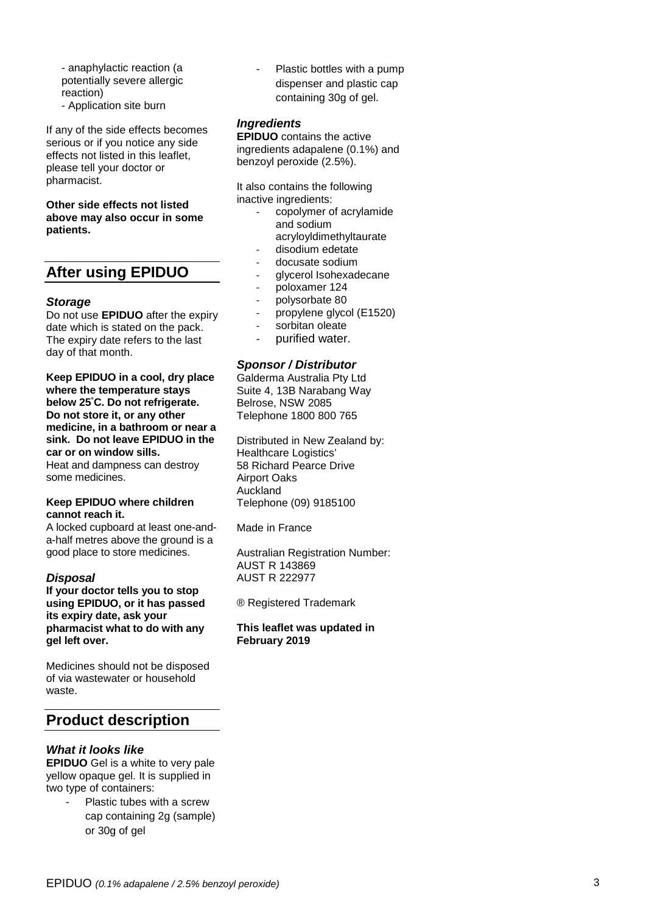- anaphylactic reaction (a potentially severe allergic reaction)
- Application site burn

If any of the side effects becomes serious or if you notice any side effects not listed in this leaflet, please tell your doctor or pharmacist.

**Other side effects not listed above may also occur in some patients.**

## After using EPIDUO

### *Storage*

Do not use **EPIDUO** after the expiry date which is stated on the pack. The expiry date refers to the last day of that month.

**Keep EPIDUO in a cool, dry place where the temperature stays below 25°C. Do not refrigerate. Do not store it, or any other medicine, in a bathroom or near a sink. Do not leave EPIDUO in the car or on window sills.**
Heat and dampness can destroy some medicines.

**Keep EPIDUO where children cannot reach it.**
A locked cupboard at least one-and-a-half metres above the ground is a good place to store medicines.

### *Disposal*

**If your doctor tells you to stop using EPIDUO, or it has passed its expiry date, ask your pharmacist what to do with any gel left over.**

Medicines should not be disposed of via wastewater or household waste.

## Product description

### *What it looks like*

**EPIDUO** Gel is a white to very pale yellow opaque gel. It is supplied in two type of containers:

- Plastic tubes with a screw cap containing 2g (sample) or 30g of gel
- Plastic bottles with a pump dispenser and plastic cap containing 30g of gel.

### *Ingredients*

**EPIDUO** contains the active ingredients adapalene (0.1%) and benzoyl peroxide (2.5%).

It also contains the following inactive ingredients:

- copolymer of acrylamide and sodium acryloyldimethyltaurate
- disodium edetate
- docusate sodium
- glycerol Isohexadecane
- poloxamer 124
- polysorbate 80
- propylene glycol (E1520)
- sorbitan oleate
- purified water.

### *Sponsor / Distributor*

Galderma Australia Pty Ltd
Suite 4, 13B Narabang Way
Belrose, NSW 2085
Telephone 1800 800 765

Distributed in New Zealand by:
Healthcare Logistics'
58 Richard Pearce Drive
Airport Oaks
Auckland
Telephone (09) 9185100

Made in France

Australian Registration Number:
AUST R 143869
AUST R 222977

® Registered Trademark

**This leaflet was updated in February 2019**